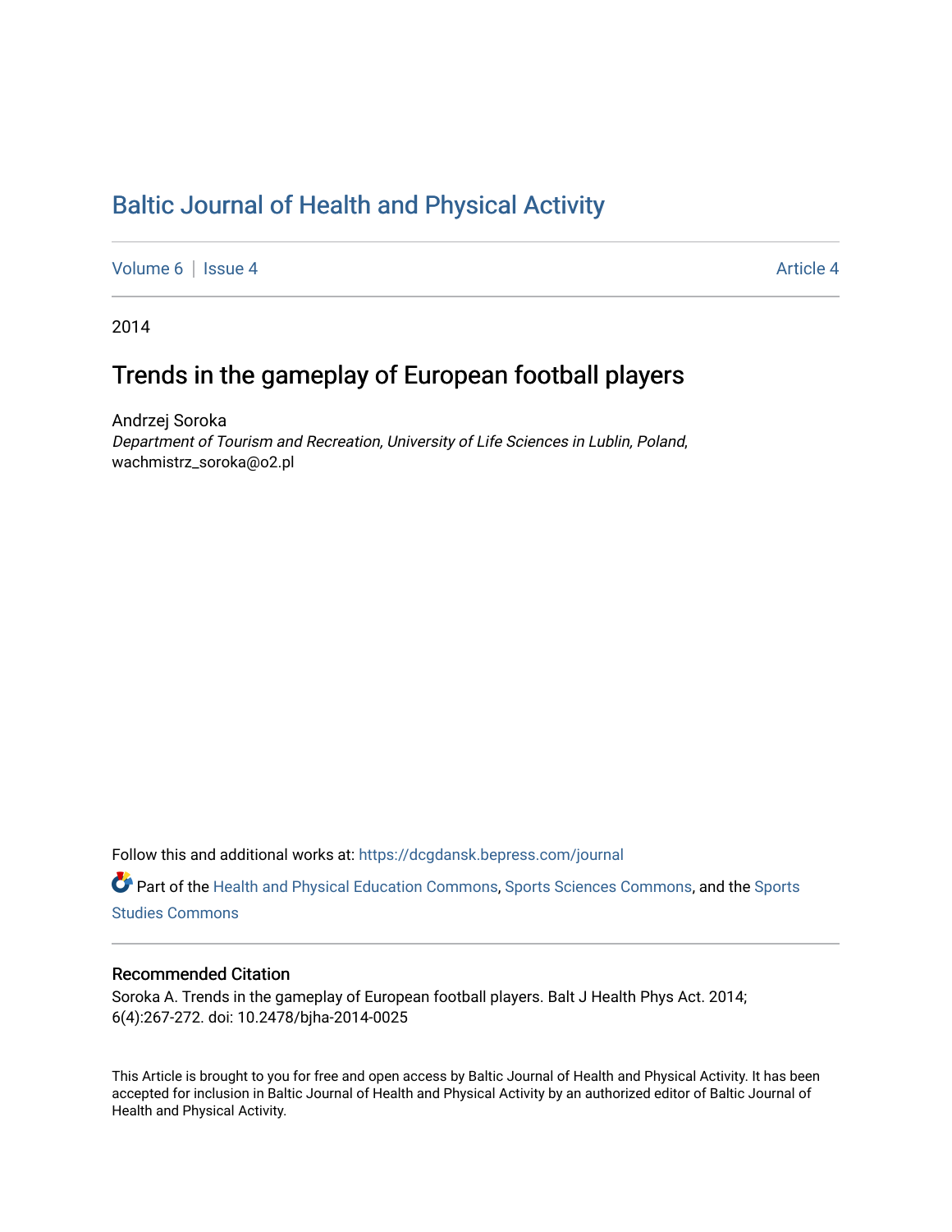# Baltic Journal of Health and Physical Activity

Volume 6 | Issue 4 Article 4

2014

## Trends in the gameplay of European football players

Andrzej Soroka
*Department of Tourism and Recreation, University of Life Sciences in Lublin, Poland*, wachmistrz_soroka@o2.pl

Follow this and additional works at: https://dcgdansk.bepress.com/journal

Part of the Health and Physical Education Commons, Sports Sciences Commons, and the Sports Studies Commons

### Recommended Citation

Soroka A. Trends in the gameplay of European football players. Balt J Health Phys Act. 2014; 6(4):267-272. doi: 10.2478/bjha-2014-0025

This Article is brought to you for free and open access by Baltic Journal of Health and Physical Activity. It has been accepted for inclusion in Baltic Journal of Health and Physical Activity by an authorized editor of Baltic Journal of Health and Physical Activity.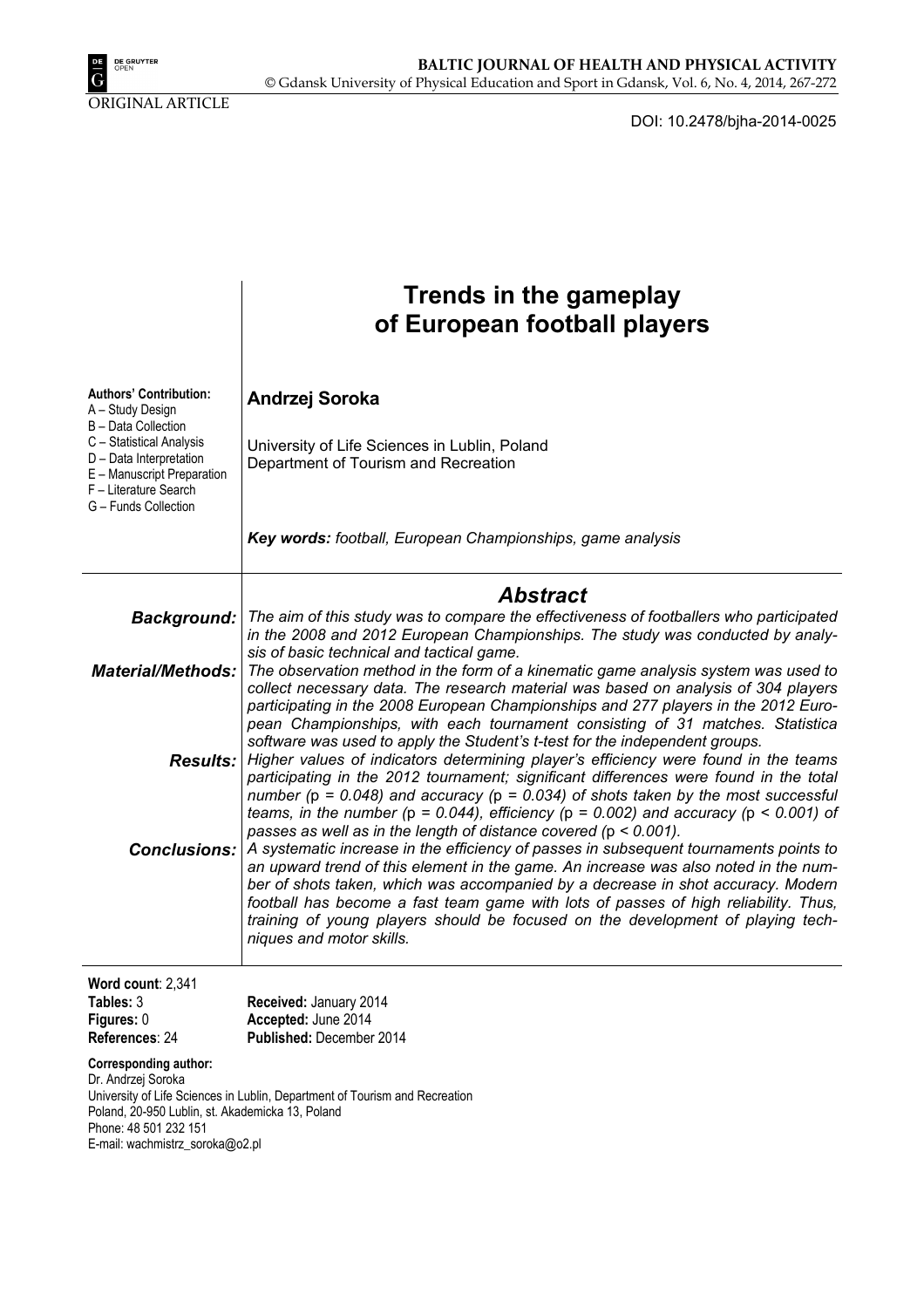# Trends in the gameplay of European football players

**Authors' Contribution:**
A – Study Design
B – Data Collection
C – Statistical Analysis
D – Data Interpretation
E – Manuscript Preparation
F – Literature Search
G – Funds Collection

**Andrzej Soroka**

University of Life Sciences in Lublin, Poland
Department of Tourism and Recreation

***Key words:** football, European Championships, game analysis*

## *Abstract*

***Background:*** *The aim of this study was to compare the effectiveness of footballers who participated in the 2008 and 2012 European Championships. The study was conducted by analysis of basic technical and tactical game.*

***Material/Methods:*** *The observation method in the form of a kinematic game analysis system was used to collect necessary data. The research material was based on analysis of 304 players participating in the 2008 European Championships and 277 players in the 2012 European Championships, with each tournament consisting of 31 matches. Statistica software was used to apply the Student's t-test for the independent groups.*

***Results:*** *Higher values of indicators determining player's efficiency were found in the teams participating in the 2012 tournament; significant differences were found in the total number ($p = 0.048$) and accuracy ($p = 0.034$) of shots taken by the most successful teams, in the number ($p = 0.044$), efficiency ($p = 0.002$) and accuracy ($p < 0.001$) of passes as well as in the length of distance covered ($p < 0.001$).*

***Conclusions:*** *A systematic increase in the efficiency of passes in subsequent tournaments points to an upward trend of this element in the game. An increase was also noted in the number of shots taken, which was accompanied by a decrease in shot accuracy. Modern football has become a fast team game with lots of passes of high reliability. Thus, training of young players should be focused on the development of playing techniques and motor skills.*

**Word count**: 2,341
**Tables:** 3
**Figures:** 0
**References**: 24

**Received:** January 2014
**Accepted:** June 2014
**Published:** December 2014

**Corresponding author:**
Dr. Andrzej Soroka
University of Life Sciences in Lublin, Department of Tourism and Recreation
Poland, 20-950 Lublin, st. Akademicka 13, Poland
Phone: 48 501 232 151
E-mail: wachmistrz_soroka@o2.pl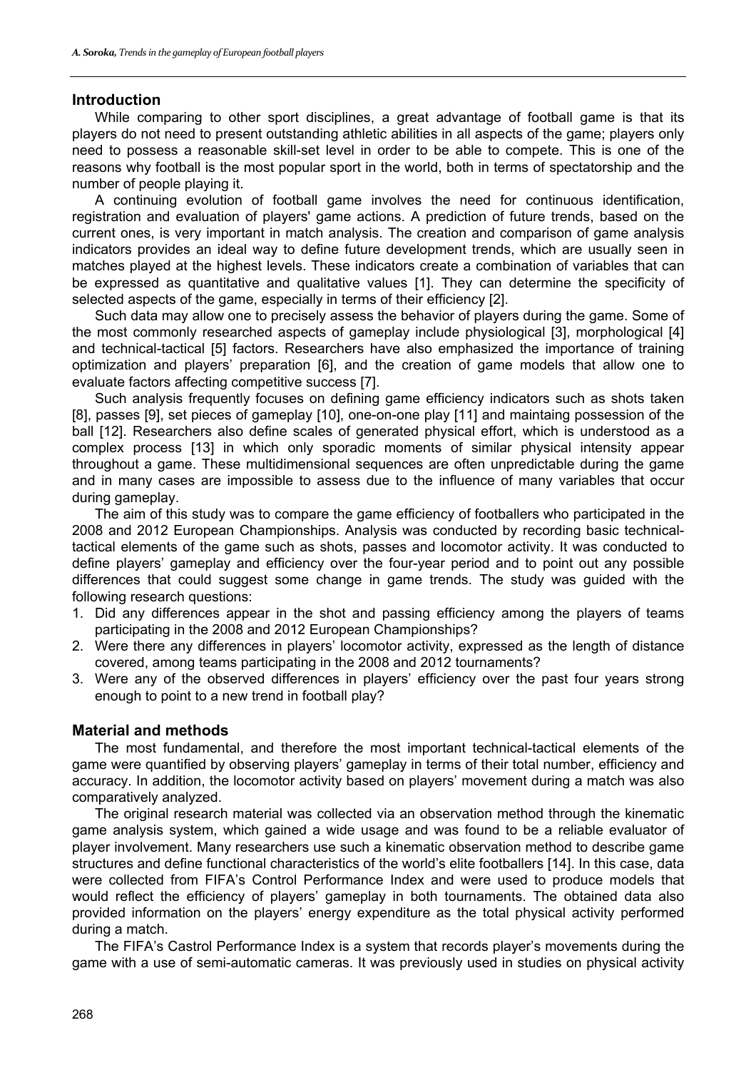## Introduction

While comparing to other sport disciplines, a great advantage of football game is that its players do not need to present outstanding athletic abilities in all aspects of the game; players only need to possess a reasonable skill-set level in order to be able to compete. This is one of the reasons why football is the most popular sport in the world, both in terms of spectatorship and the number of people playing it.

A continuing evolution of football game involves the need for continuous identification, registration and evaluation of players' game actions. A prediction of future trends, based on the current ones, is very important in match analysis. The creation and comparison of game analysis indicators provides an ideal way to define future development trends, which are usually seen in matches played at the highest levels. These indicators create a combination of variables that can be expressed as quantitative and qualitative values [1]. They can determine the specificity of selected aspects of the game, especially in terms of their efficiency [2].

Such data may allow one to precisely assess the behavior of players during the game. Some of the most commonly researched aspects of gameplay include physiological [3], morphological [4] and technical-tactical [5] factors. Researchers have also emphasized the importance of training optimization and players' preparation [6], and the creation of game models that allow one to evaluate factors affecting competitive success [7].

Such analysis frequently focuses on defining game efficiency indicators such as shots taken [8], passes [9], set pieces of gameplay [10], one-on-one play [11] and maintaing possession of the ball [12]. Researchers also define scales of generated physical effort, which is understood as a complex process [13] in which only sporadic moments of similar physical intensity appear throughout a game. These multidimensional sequences are often unpredictable during the game and in many cases are impossible to assess due to the influence of many variables that occur during gameplay.

The aim of this study was to compare the game efficiency of footballers who participated in the 2008 and 2012 European Championships. Analysis was conducted by recording basic technical-tactical elements of the game such as shots, passes and locomotor activity. It was conducted to define players' gameplay and efficiency over the four-year period and to point out any possible differences that could suggest some change in game trends. The study was guided with the following research questions:

1. Did any differences appear in the shot and passing efficiency among the players of teams participating in the 2008 and 2012 European Championships?
2. Were there any differences in players' locomotor activity, expressed as the length of distance covered, among teams participating in the 2008 and 2012 tournaments?
3. Were any of the observed differences in players' efficiency over the past four years strong enough to point to a new trend in football play?

## Material and methods

The most fundamental, and therefore the most important technical-tactical elements of the game were quantified by observing players' gameplay in terms of their total number, efficiency and accuracy. In addition, the locomotor activity based on players' movement during a match was also comparatively analyzed.

The original research material was collected via an observation method through the kinematic game analysis system, which gained a wide usage and was found to be a reliable evaluator of player involvement. Many researchers use such a kinematic observation method to describe game structures and define functional characteristics of the world's elite footballers [14]. In this case, data were collected from FIFA's Control Performance Index and were used to produce models that would reflect the efficiency of players' gameplay in both tournaments. The obtained data also provided information on the players' energy expenditure as the total physical activity performed during a match.

The FIFA's Castrol Performance Index is a system that records player's movements during the game with a use of semi-automatic cameras. It was previously used in studies on physical activity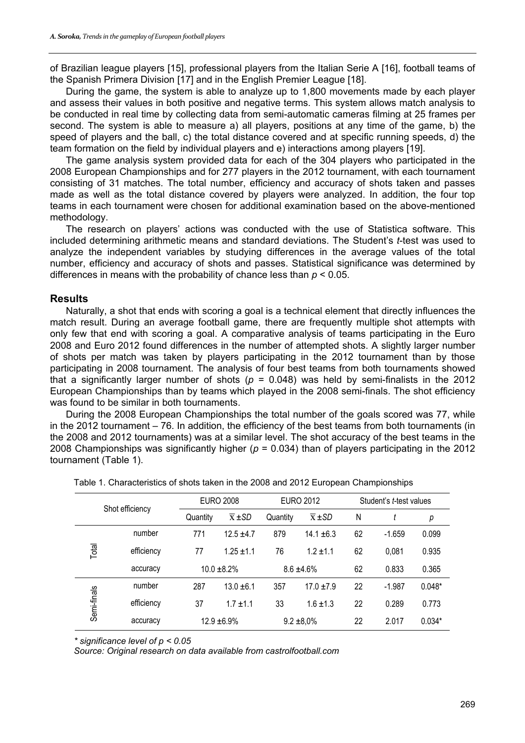of Brazilian league players [15], professional players from the Italian Serie A [16], football teams of the Spanish Primera Division [17] and in the English Premier League [18].

During the game, the system is able to analyze up to 1,800 movements made by each player and assess their values in both positive and negative terms. This system allows match analysis to be conducted in real time by collecting data from semi-automatic cameras filming at 25 frames per second. The system is able to measure a) all players, positions at any time of the game, b) the speed of players and the ball, c) the total distance covered and at specific running speeds, d) the team formation on the field by individual players and e) interactions among players [19].

The game analysis system provided data for each of the 304 players who participated in the 2008 European Championships and for 277 players in the 2012 tournament, with each tournament consisting of 31 matches. The total number, efficiency and accuracy of shots taken and passes made as well as the total distance covered by players were analyzed. In addition, the four top teams in each tournament were chosen for additional examination based on the above-mentioned methodology.

The research on players' actions was conducted with the use of Statistica software. This included determining arithmetic means and standard deviations. The Student's *t*-test was used to analyze the independent variables by studying differences in the average values of the total number, efficiency and accuracy of shots and passes. Statistical significance was determined by differences in means with the probability of chance less than $p < 0.05$.

## Results

Naturally, a shot that ends with scoring a goal is a technical element that directly influences the match result. During an average football game, there are frequently multiple shot attempts with only few that end with scoring a goal. A comparative analysis of teams participating in the Euro 2008 and Euro 2012 found differences in the number of attempted shots. A slightly larger number of shots per match was taken by players participating in the 2012 tournament than by those participating in 2008 tournament. The analysis of four best teams from both tournaments showed that a significantly larger number of shots ($p = 0.048$) was held by semi-finalists in the 2012 European Championships than by teams which played in the 2008 semi-finals. The shot efficiency was found to be similar in both tournaments.

During the 2008 European Championships the total number of the goals scored was 77, while in the 2012 tournament – 76. In addition, the efficiency of the best teams from both tournaments (in the 2008 and 2012 tournaments) was at a similar level. The shot accuracy of the best teams in the 2008 Championships was significantly higher ($p = 0.034$) than of players participating in the 2012 tournament (Table 1).

Table 1. Characteristics of shots taken in the 2008 and 2012 European Championships

| Shot efficiency | | EURO 2008 | | EURO 2012 | | Student's *t*-test values | | |
|---|---|---|---|---|---|---|---|---|
| | | Quantity | $\overline{x} \pm SD$ | Quantity | $\overline{x} \pm SD$ | N | *t* | *p* |
| Total | number | 771 | 12.5 ±4.7 | 879 | 14.1 ±6.3 | 62 | -1.659 | 0.099 |
| | efficiency | 77 | 1.25 ±1.1 | 76 | 1.2 ±1.1 | 62 | 0,081 | 0.935 |
| | accuracy | 10.0 ±8.2% | | 8.6 ±4.6% | | 62 | 0.833 | 0.365 |
| Semi-finals | number | 287 | 13.0 ±6.1 | 357 | 17.0 ±7.9 | 22 | -1.987 | 0.048* |
| | efficiency | 37 | 1.7 ±1.1 | 33 | 1.6 ±1.3 | 22 | 0.289 | 0.773 |
| | accuracy | 12.9 ±6.9% | | 9.2 ±8,0% | | 22 | 2.017 | 0.034* |

*\* significance level of p < 0.05*

*Source: Original research on data available from castrolfootball.com*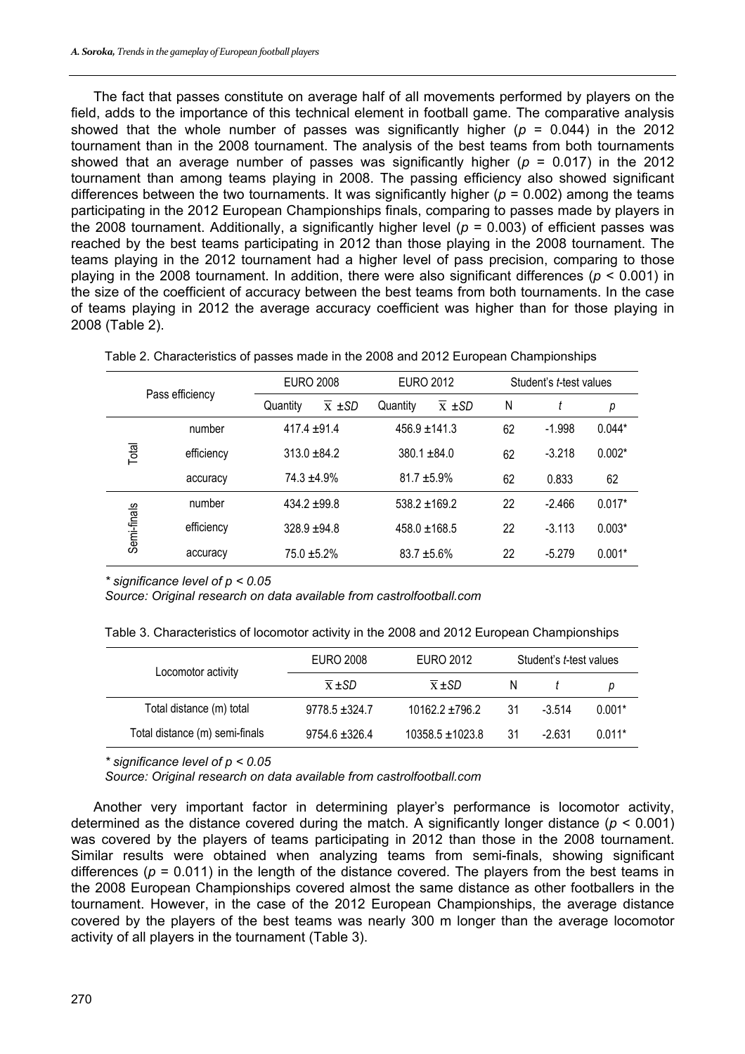The fact that passes constitute on average half of all movements performed by players on the field, adds to the importance of this technical element in football game. The comparative analysis showed that the whole number of passes was significantly higher ($p$ = 0.044) in the 2012 tournament than in the 2008 tournament. The analysis of the best teams from both tournaments showed that an average number of passes was significantly higher ($p$ = 0.017) in the 2012 tournament than among teams playing in 2008. The passing efficiency also showed significant differences between the two tournaments. It was significantly higher ($p$ = 0.002) among the teams participating in the 2012 European Championships finals, comparing to passes made by players in the 2008 tournament. Additionally, a significantly higher level ($p$ = 0.003) of efficient passes was reached by the best teams participating in 2012 than those playing in the 2008 tournament. The teams playing in the 2012 tournament had a higher level of pass precision, comparing to those playing in the 2008 tournament. In addition, there were also significant differences ($p$ < 0.001) in the size of the coefficient of accuracy between the best teams from both tournaments. In the case of teams playing in 2012 the average accuracy coefficient was higher than for those playing in 2008 (Table 2).

Table 2. Characteristics of passes made in the 2008 and 2012 European Championships

| Pass efficiency | | EURO 2008 | EURO 2012 | Student's *t*-test values | | |
|---|---|---|---|---|---|---|
| | | Quantity $\bar{x} \pm SD$ | Quantity $\bar{x} \pm SD$ | N | *t* | *p* |
| Total | number | 417.4 ±91.4 | 456.9 ±141.3 | 62 | -1.998 | 0.044* |
| | efficiency | 313.0 ±84.2 | 380.1 ±84.0 | 62 | -3.218 | 0.002* |
| | accuracy | 74.3 ±4.9% | 81.7 ±5.9% | 62 | 0.833 | 62 |
| Semi-finals | number | 434.2 ±99.8 | 538.2 ±169.2 | 22 | -2.466 | 0.017* |
| | efficiency | 328.9 ±94.8 | 458.0 ±168.5 | 22 | -3.113 | 0.003* |
| | accuracy | 75.0 ±5.2% | 83.7 ±5.6% | 22 | -5.279 | 0.001* |

*\* significance level of p < 0.05*

*Source: Original research on data available from castrolfootball.com*

Table 3. Characteristics of locomotor activity in the 2008 and 2012 European Championships

| Locomotor activity | EURO 2008 | EURO 2012 | Student's *t*-test values | | |
|---|---|---|---|---|---|
| | $\bar{x} \pm SD$ | $\bar{x} \pm SD$ | N | *t* | *p* |
| Total distance (m) total | 9778.5 ±324.7 | 10162.2 ±796.2 | 31 | -3.514 | 0.001* |
| Total distance (m) semi-finals | 9754.6 ±326.4 | 10358.5 ±1023.8 | 31 | -2.631 | 0.011* |

*\* significance level of p < 0.05*

*Source: Original research on data available from castrolfootball.com*

Another very important factor in determining player's performance is locomotor activity, determined as the distance covered during the match. A significantly longer distance ($p$ < 0.001) was covered by the players of teams participating in 2012 than those in the 2008 tournament. Similar results were obtained when analyzing teams from semi-finals, showing significant differences ($p$ = 0.011) in the length of the distance covered. The players from the best teams in the 2008 European Championships covered almost the same distance as other footballers in the tournament. However, in the case of the 2012 European Championships, the average distance covered by the players of the best teams was nearly 300 m longer than the average locomotor activity of all players in the tournament (Table 3).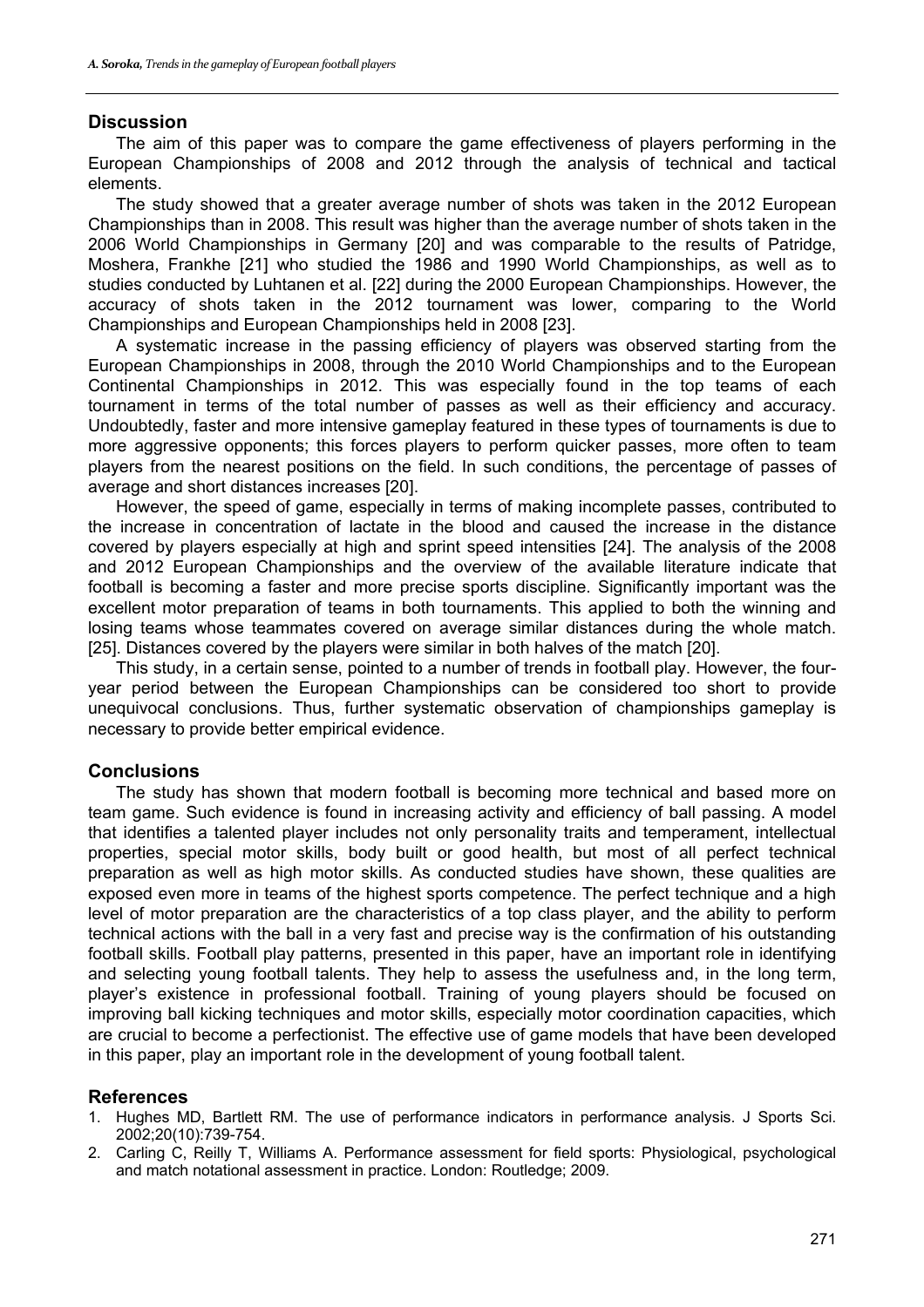## Discussion

The aim of this paper was to compare the game effectiveness of players performing in the European Championships of 2008 and 2012 through the analysis of technical and tactical elements.

The study showed that a greater average number of shots was taken in the 2012 European Championships than in 2008. This result was higher than the average number of shots taken in the 2006 World Championships in Germany [20] and was comparable to the results of Patridge, Moshera, Frankhe [21] who studied the 1986 and 1990 World Championships, as well as to studies conducted by Luhtanen et al. [22] during the 2000 European Championships. However, the accuracy of shots taken in the 2012 tournament was lower, comparing to the World Championships and European Championships held in 2008 [23].

A systematic increase in the passing efficiency of players was observed starting from the European Championships in 2008, through the 2010 World Championships and to the European Continental Championships in 2012. This was especially found in the top teams of each tournament in terms of the total number of passes as well as their efficiency and accuracy. Undoubtedly, faster and more intensive gameplay featured in these types of tournaments is due to more aggressive opponents; this forces players to perform quicker passes, more often to team players from the nearest positions on the field. In such conditions, the percentage of passes of average and short distances increases [20].

However, the speed of game, especially in terms of making incomplete passes, contributed to the increase in concentration of lactate in the blood and caused the increase in the distance covered by players especially at high and sprint speed intensities [24]. The analysis of the 2008 and 2012 European Championships and the overview of the available literature indicate that football is becoming a faster and more precise sports discipline. Significantly important was the excellent motor preparation of teams in both tournaments. This applied to both the winning and losing teams whose teammates covered on average similar distances during the whole match. [25]. Distances covered by the players were similar in both halves of the match [20].

This study, in a certain sense, pointed to a number of trends in football play. However, the four-year period between the European Championships can be considered too short to provide unequivocal conclusions. Thus, further systematic observation of championships gameplay is necessary to provide better empirical evidence.

## Conclusions

The study has shown that modern football is becoming more technical and based more on team game. Such evidence is found in increasing activity and efficiency of ball passing. A model that identifies a talented player includes not only personality traits and temperament, intellectual properties, special motor skills, body built or good health, but most of all perfect technical preparation as well as high motor skills. As conducted studies have shown, these qualities are exposed even more in teams of the highest sports competence. The perfect technique and a high level of motor preparation are the characteristics of a top class player, and the ability to perform technical actions with the ball in a very fast and precise way is the confirmation of his outstanding football skills. Football play patterns, presented in this paper, have an important role in identifying and selecting young football talents. They help to assess the usefulness and, in the long term, player's existence in professional football. Training of young players should be focused on improving ball kicking techniques and motor skills, especially motor coordination capacities, which are crucial to become a perfectionist. The effective use of game models that have been developed in this paper, play an important role in the development of young football talent.

## References

1. Hughes MD, Bartlett RM. The use of performance indicators in performance analysis. J Sports Sci. 2002;20(10):739-754.
2. Carling C, Reilly T, Williams A. Performance assessment for field sports: Physiological, psychological and match notational assessment in practice. London: Routledge; 2009.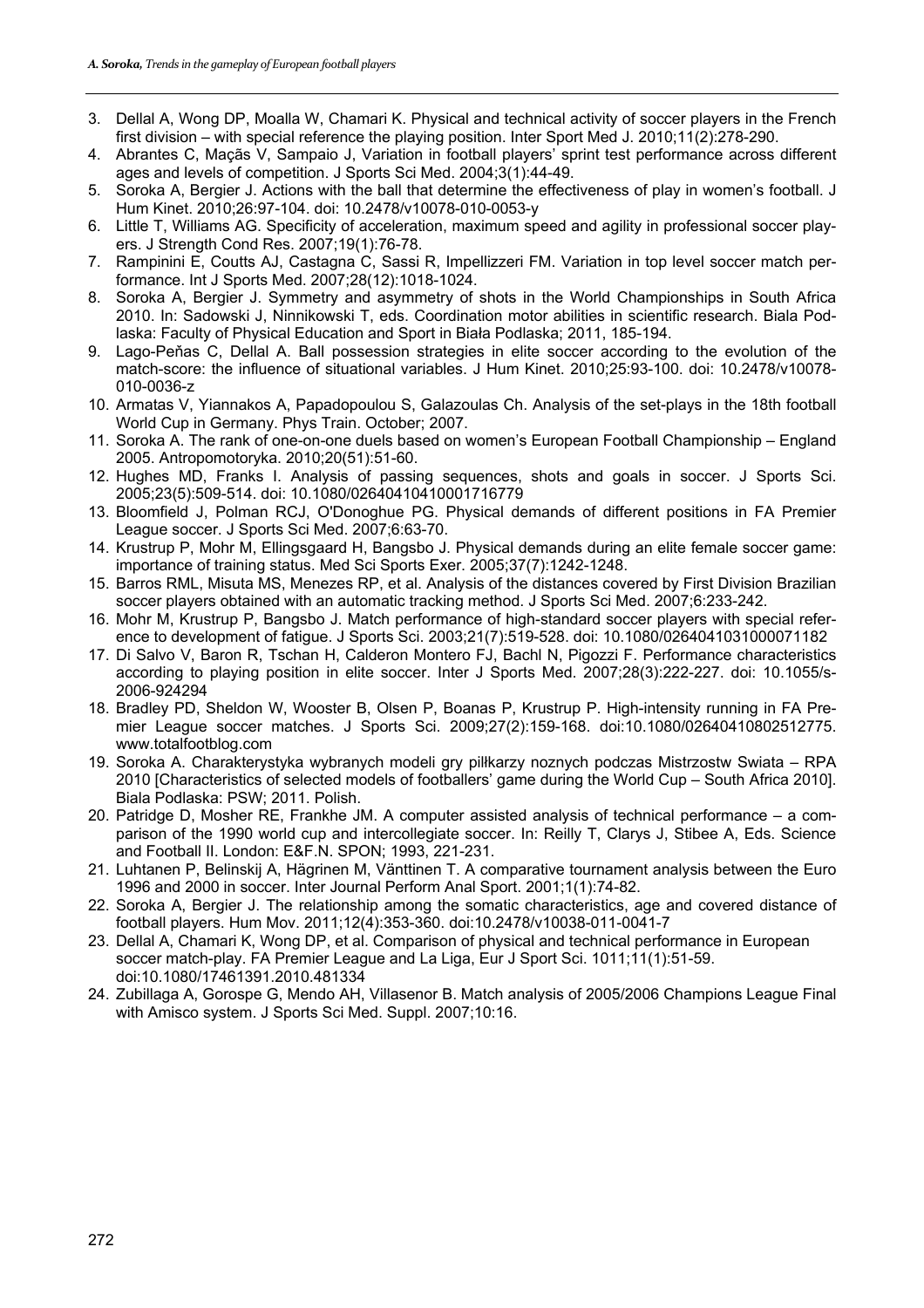3. Dellal A, Wong DP, Moalla W, Chamari K. Physical and technical activity of soccer players in the French first division – with special reference the playing position. Inter Sport Med J. 2010;11(2):278-290.
4. Abrantes C, Maçãs V, Sampaio J, Variation in football players' sprint test performance across different ages and levels of competition. J Sports Sci Med. 2004;3(1):44-49.
5. Soroka A, Bergier J. Actions with the ball that determine the effectiveness of play in women's football. J Hum Kinet. 2010;26:97-104. doi: 10.2478/v10078-010-0053-y
6. Little T, Williams AG. Specificity of acceleration, maximum speed and agility in professional soccer players. J Strength Cond Res. 2007;19(1):76-78.
7. Rampinini E, Coutts AJ, Castagna C, Sassi R, Impellizzeri FM. Variation in top level soccer match performance. Int J Sports Med. 2007;28(12):1018-1024.
8. Soroka A, Bergier J. Symmetry and asymmetry of shots in the World Championships in South Africa 2010. In: Sadowski J, Ninnikowski T, eds. Coordination motor abilities in scientific research. Biala Podlaska: Faculty of Physical Education and Sport in Biała Podlaska; 2011, 185-194.
9. Lago-Peňas C, Dellal A. Ball possession strategies in elite soccer according to the evolution of the match-score: the influence of situational variables. J Hum Kinet. 2010;25:93-100. doi: 10.2478/v10078-010-0036-z
10. Armatas V, Yiannakos A, Papadopoulou S, Galazoulas Ch. Analysis of the set-plays in the 18th football World Cup in Germany. Phys Train. October; 2007.
11. Soroka A. The rank of one-on-one duels based on women's European Football Championship – England 2005. Antropomotoryka. 2010;20(51):51-60.
12. Hughes MD, Franks I. Analysis of passing sequences, shots and goals in soccer. J Sports Sci. 2005;23(5):509-514. doi: 10.1080/02640410410001716779
13. Bloomfield J, Polman RCJ, O'Donoghue PG. Physical demands of different positions in FA Premier League soccer. J Sports Sci Med. 2007;6:63-70.
14. Krustrup P, Mohr M, Ellingsgaard H, Bangsbo J. Physical demands during an elite female soccer game: importance of training status. Med Sci Sports Exer. 2005;37(7):1242-1248.
15. Barros RML, Misuta MS, Menezes RP, et al. Analysis of the distances covered by First Division Brazilian soccer players obtained with an automatic tracking method. J Sports Sci Med. 2007;6:233-242.
16. Mohr M, Krustrup P, Bangsbo J. Match performance of high-standard soccer players with special reference to development of fatigue. J Sports Sci. 2003;21(7):519-528. doi: 10.1080/0264041031000071182
17. Di Salvo V, Baron R, Tschan H, Calderon Montero FJ, Bachl N, Pigozzi F. Performance characteristics according to playing position in elite soccer. Inter J Sports Med. 2007;28(3):222-227. doi: 10.1055/s-2006-924294
18. Bradley PD, Sheldon W, Wooster B, Olsen P, Boanas P, Krustrup P. High-intensity running in FA Premier League soccer matches. J Sports Sci. 2009;27(2):159-168. doi:10.1080/02640410802512775. www.totalfootblog.com
19. Soroka A. Charakterystyka wybranych modeli gry piłkarzy noznych podczas Mistrzostw Swiata – RPA 2010 [Characteristics of selected models of footballers' game during the World Cup – South Africa 2010]. Biala Podlaska: PSW; 2011. Polish.
20. Patridge D, Mosher RE, Frankhe JM. A computer assisted analysis of technical performance – a comparison of the 1990 world cup and intercollegiate soccer. In: Reilly T, Clarys J, Stibee A, Eds. Science and Football II. London: E&F.N. SPON; 1993, 221-231.
21. Luhtanen P, Belinskij A, Hägrinen M, Vänttinen T. A comparative tournament analysis between the Euro 1996 and 2000 in soccer. Inter Journal Perform Anal Sport. 2001;1(1):74-82.
22. Soroka A, Bergier J. The relationship among the somatic characteristics, age and covered distance of football players. Hum Mov. 2011;12(4):353-360. doi:10.2478/v10038-011-0041-7
23. Dellal A, Chamari K, Wong DP, et al. Comparison of physical and technical performance in European soccer match-play. FA Premier League and La Liga, Eur J Sport Sci. 1011;11(1):51-59. doi:10.1080/17461391.2010.481334
24. Zubillaga A, Gorospe G, Mendo AH, Villasenor B. Match analysis of 2005/2006 Champions League Final with Amisco system. J Sports Sci Med. Suppl. 2007;10:16.